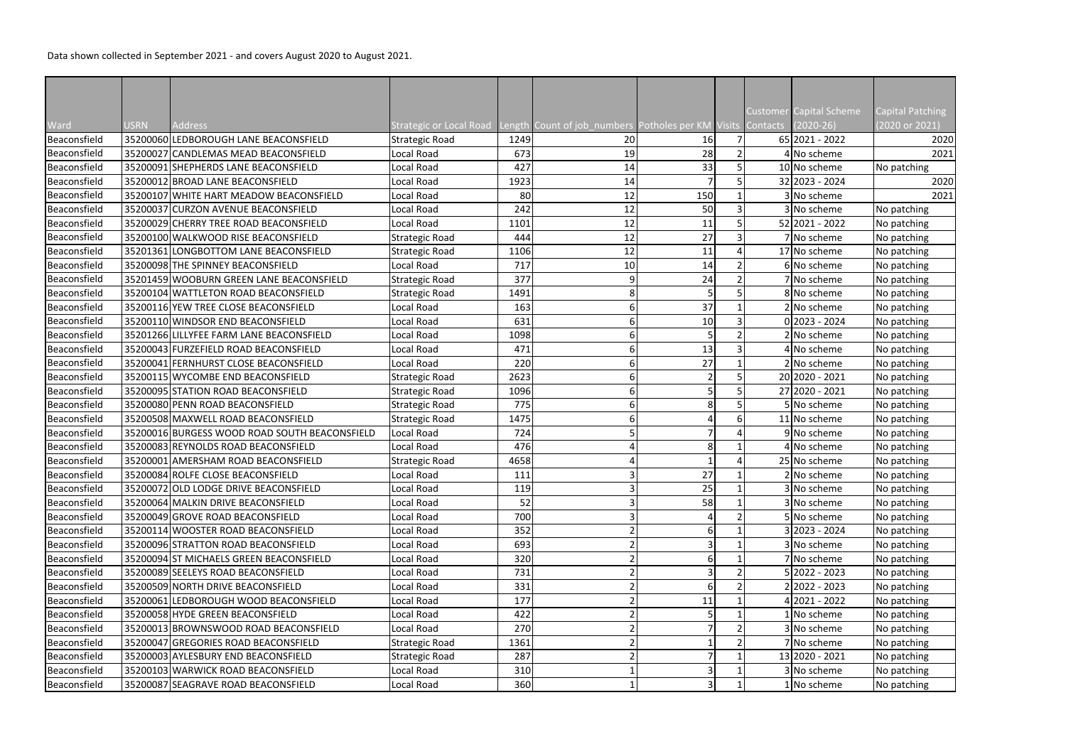Data shown collected in September 2021 - and covers August 2020 to August 2021.

| Ward | USRN | Address | Strategic or Local Road | Length | Count of job_numbers | Potholes per KM | Visits | Customer Contacts | Capital Scheme (2020-26) | Capital Patching (2020 or 2021) |
|---|---|---|---|---|---|---|---|---|---|---|
| Beaconsfield | 35200060 | LEDBOROUGH LANE BEACONSFIELD | Strategic Road | 1249 | 20 | 16 | 7 | 65 | 2021 - 2022 | 2020 |
| Beaconsfield | 35200027 | CANDLEMAS MEAD BEACONSFIELD | Local Road | 673 | 19 | 28 | 2 | 4 | No scheme | 2021 |
| Beaconsfield | 35200091 | SHEPHERDS LANE BEACONSFIELD | Local Road | 427 | 14 | 33 | 5 | 10 | No scheme | No patching |
| Beaconsfield | 35200012 | BROAD LANE BEACONSFIELD | Local Road | 1923 | 14 | 7 | 5 | 32 | 2023 - 2024 | 2020 |
| Beaconsfield | 35200107 | WHITE HART MEADOW BEACONSFIELD | Local Road | 80 | 12 | 150 | 1 | 3 | No scheme | 2021 |
| Beaconsfield | 35200037 | CURZON AVENUE BEACONSFIELD | Local Road | 242 | 12 | 50 | 3 | 3 | No scheme | No patching |
| Beaconsfield | 35200029 | CHERRY TREE ROAD BEACONSFIELD | Local Road | 1101 | 12 | 11 | 5 | 52 | 2021 - 2022 | No patching |
| Beaconsfield | 35200100 | WALKWOOD RISE BEACONSFIELD | Strategic Road | 444 | 12 | 27 | 3 | 7 | No scheme | No patching |
| Beaconsfield | 35201361 | LONGBOTTOM LANE BEACONSFIELD | Strategic Road | 1106 | 12 | 11 | 4 | 17 | No scheme | No patching |
| Beaconsfield | 35200098 | THE SPINNEY BEACONSFIELD | Local Road | 717 | 10 | 14 | 2 | 6 | No scheme | No patching |
| Beaconsfield | 35201459 | WOOBURN GREEN LANE BEACONSFIELD | Strategic Road | 377 | 9 | 24 | 2 | 7 | No scheme | No patching |
| Beaconsfield | 35200104 | WATTLETON ROAD BEACONSFIELD | Strategic Road | 1491 | 8 | 5 | 5 | 8 | No scheme | No patching |
| Beaconsfield | 35200116 | YEW TREE CLOSE BEACONSFIELD | Local Road | 163 | 6 | 37 | 1 | 2 | No scheme | No patching |
| Beaconsfield | 35200110 | WINDSOR END BEACONSFIELD | Local Road | 631 | 6 | 10 | 3 | 0 | 2023 - 2024 | No patching |
| Beaconsfield | 35201266 | LILLYFEE FARM LANE BEACONSFIELD | Local Road | 1098 | 6 | 5 | 2 | 2 | No scheme | No patching |
| Beaconsfield | 35200043 | FURZEFIELD ROAD BEACONSFIELD | Local Road | 471 | 6 | 13 | 3 | 4 | No scheme | No patching |
| Beaconsfield | 35200041 | FERNHURST CLOSE BEACONSFIELD | Local Road | 220 | 6 | 27 | 1 | 2 | No scheme | No patching |
| Beaconsfield | 35200115 | WYCOMBE END BEACONSFIELD | Strategic Road | 2623 | 6 | 2 | 5 | 20 | 2020 - 2021 | No patching |
| Beaconsfield | 35200095 | STATION ROAD BEACONSFIELD | Strategic Road | 1096 | 6 | 5 | 5 | 27 | 2020 - 2021 | No patching |
| Beaconsfield | 35200080 | PENN ROAD BEACONSFIELD | Strategic Road | 775 | 6 | 8 | 5 | 5 | No scheme | No patching |
| Beaconsfield | 35200508 | MAXWELL ROAD BEACONSFIELD | Strategic Road | 1475 | 6 | 4 | 6 | 11 | No scheme | No patching |
| Beaconsfield | 35200016 | BURGESS WOOD ROAD SOUTH BEACONSFIELD | Local Road | 724 | 5 | 7 | 4 | 9 | No scheme | No patching |
| Beaconsfield | 35200083 | REYNOLDS ROAD BEACONSFIELD | Local Road | 476 | 4 | 8 | 1 | 4 | No scheme | No patching |
| Beaconsfield | 35200001 | AMERSHAM ROAD BEACONSFIELD | Strategic Road | 4658 | 4 | 1 | 4 | 25 | No scheme | No patching |
| Beaconsfield | 35200084 | ROLFE CLOSE BEACONSFIELD | Local Road | 111 | 3 | 27 | 1 | 2 | No scheme | No patching |
| Beaconsfield | 35200072 | OLD LODGE DRIVE BEACONSFIELD | Local Road | 119 | 3 | 25 | 1 | 3 | No scheme | No patching |
| Beaconsfield | 35200064 | MALKIN DRIVE BEACONSFIELD | Local Road | 52 | 3 | 58 | 1 | 3 | No scheme | No patching |
| Beaconsfield | 35200049 | GROVE ROAD BEACONSFIELD | Local Road | 700 | 3 | 4 | 2 | 5 | No scheme | No patching |
| Beaconsfield | 35200114 | WOOSTER ROAD BEACONSFIELD | Local Road | 352 | 2 | 6 | 1 | 3 | 2023 - 2024 | No patching |
| Beaconsfield | 35200096 | STRATTON ROAD BEACONSFIELD | Local Road | 693 | 2 | 3 | 1 | 3 | No scheme | No patching |
| Beaconsfield | 35200094 | ST MICHAELS GREEN BEACONSFIELD | Local Road | 320 | 2 | 6 | 1 | 7 | No scheme | No patching |
| Beaconsfield | 35200089 | SEELEYS ROAD BEACONSFIELD | Local Road | 731 | 2 | 3 | 2 | 5 | 2022 - 2023 | No patching |
| Beaconsfield | 35200509 | NORTH DRIVE BEACONSFIELD | Local Road | 331 | 2 | 6 | 2 | 2 | 2022 - 2023 | No patching |
| Beaconsfield | 35200061 | LEDBOROUGH WOOD BEACONSFIELD | Local Road | 177 | 2 | 11 | 1 | 4 | 2021 - 2022 | No patching |
| Beaconsfield | 35200058 | HYDE GREEN BEACONSFIELD | Local Road | 422 | 2 | 5 | 1 | 1 | No scheme | No patching |
| Beaconsfield | 35200013 | BROWNSWOOD ROAD BEACONSFIELD | Local Road | 270 | 2 | 7 | 2 | 3 | No scheme | No patching |
| Beaconsfield | 35200047 | GREGORIES ROAD BEACONSFIELD | Strategic Road | 1361 | 2 | 1 | 2 | 7 | No scheme | No patching |
| Beaconsfield | 35200003 | AYLESBURY END BEACONSFIELD | Strategic Road | 287 | 2 | 7 | 1 | 13 | 2020 - 2021 | No patching |
| Beaconsfield | 35200103 | WARWICK ROAD BEACONSFIELD | Local Road | 310 | 1 | 3 | 1 | 3 | No scheme | No patching |
| Beaconsfield | 35200087 | SEAGRAVE ROAD BEACONSFIELD | Local Road | 360 | 1 | 3 | 1 | 1 | No scheme | No patching |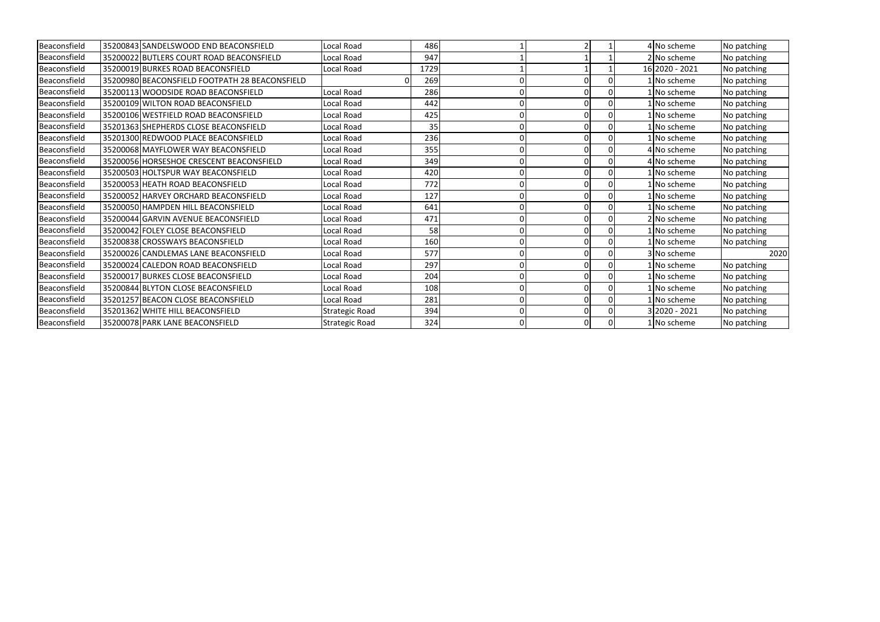| | | | | | | | | | | |
|---|---|---|---|---|---|---|---|---|---|---|
| Beaconsfield | 35200843 | SANDELSWOOD END BEACONSFIELD | Local Road | 486 | 1 | 2 | 1 | 4 | No scheme | No patching |
| Beaconsfield | 35200022 | BUTLERS COURT ROAD BEACONSFIELD | Local Road | 947 | 1 | 1 | 1 | 2 | No scheme | No patching |
| Beaconsfield | 35200019 | BURKES ROAD BEACONSFIELD | Local Road | 1729 | 1 | 1 | 1 | 16 | 2020 - 2021 | No patching |
| Beaconsfield | 35200980 | BEACONSFIELD FOOTPATH 28 BEACONSFIELD | 0 | 269 | 0 | 0 | 0 | 1 | No scheme | No patching |
| Beaconsfield | 35200113 | WOODSIDE ROAD BEACONSFIELD | Local Road | 286 | 0 | 0 | 0 | 1 | No scheme | No patching |
| Beaconsfield | 35200109 | WILTON ROAD BEACONSFIELD | Local Road | 442 | 0 | 0 | 0 | 1 | No scheme | No patching |
| Beaconsfield | 35200106 | WESTFIELD ROAD BEACONSFIELD | Local Road | 425 | 0 | 0 | 0 | 1 | No scheme | No patching |
| Beaconsfield | 35201363 | SHEPHERDS CLOSE BEACONSFIELD | Local Road | 35 | 0 | 0 | 0 | 1 | No scheme | No patching |
| Beaconsfield | 35201300 | REDWOOD PLACE BEACONSFIELD | Local Road | 236 | 0 | 0 | 0 | 1 | No scheme | No patching |
| Beaconsfield | 35200068 | MAYFLOWER WAY BEACONSFIELD | Local Road | 355 | 0 | 0 | 0 | 4 | No scheme | No patching |
| Beaconsfield | 35200056 | HORSESHOE CRESCENT BEACONSFIELD | Local Road | 349 | 0 | 0 | 0 | 4 | No scheme | No patching |
| Beaconsfield | 35200503 | HOLTSPUR WAY BEACONSFIELD | Local Road | 420 | 0 | 0 | 0 | 1 | No scheme | No patching |
| Beaconsfield | 35200053 | HEATH ROAD BEACONSFIELD | Local Road | 772 | 0 | 0 | 0 | 1 | No scheme | No patching |
| Beaconsfield | 35200052 | HARVEY ORCHARD BEACONSFIELD | Local Road | 127 | 0 | 0 | 0 | 1 | No scheme | No patching |
| Beaconsfield | 35200050 | HAMPDEN HILL BEACONSFIELD | Local Road | 641 | 0 | 0 | 0 | 1 | No scheme | No patching |
| Beaconsfield | 35200044 | GARVIN AVENUE BEACONSFIELD | Local Road | 471 | 0 | 0 | 0 | 2 | No scheme | No patching |
| Beaconsfield | 35200042 | FOLEY CLOSE BEACONSFIELD | Local Road | 58 | 0 | 0 | 0 | 1 | No scheme | No patching |
| Beaconsfield | 35200838 | CROSSWAYS BEACONSFIELD | Local Road | 160 | 0 | 0 | 0 | 1 | No scheme | No patching |
| Beaconsfield | 35200026 | CANDLEMAS LANE BEACONSFIELD | Local Road | 577 | 0 | 0 | 0 | 3 | No scheme | 2020 |
| Beaconsfield | 35200024 | CALEDON ROAD BEACONSFIELD | Local Road | 297 | 0 | 0 | 0 | 1 | No scheme | No patching |
| Beaconsfield | 35200017 | BURKES CLOSE BEACONSFIELD | Local Road | 204 | 0 | 0 | 0 | 1 | No scheme | No patching |
| Beaconsfield | 35200844 | BLYTON CLOSE BEACONSFIELD | Local Road | 108 | 0 | 0 | 0 | 1 | No scheme | No patching |
| Beaconsfield | 35201257 | BEACON CLOSE BEACONSFIELD | Local Road | 281 | 0 | 0 | 0 | 1 | No scheme | No patching |
| Beaconsfield | 35201362 | WHITE HILL BEACONSFIELD | Strategic Road | 394 | 0 | 0 | 0 | 3 | 2020 - 2021 | No patching |
| Beaconsfield | 35200078 | PARK LANE BEACONSFIELD | Strategic Road | 324 | 0 | 0 | 0 | 1 | No scheme | No patching |